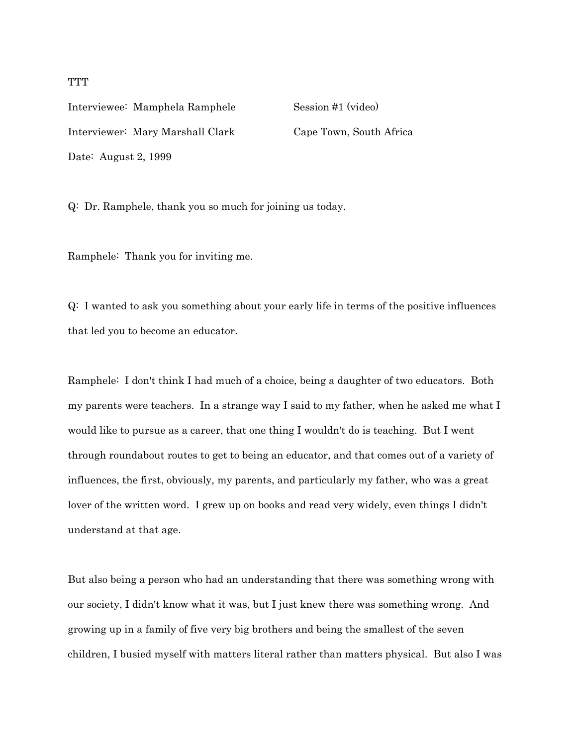TTT

Interviewee: Mamphela Ramphele Session #1 (video)

Interviewer: Mary Marshall Clark Cape Town, South Africa

Date: August 2, 1999

Q: Dr. Ramphele, thank you so much for joining us today.

Ramphele: Thank you for inviting me.

Q: I wanted to ask you something about your early life in terms of the positive influences that led you to become an educator.

Ramphele: I don't think I had much of a choice, being a daughter of two educators. Both my parents were teachers. In a strange way I said to my father, when he asked me what I would like to pursue as a career, that one thing I wouldn't do is teaching. But I went through roundabout routes to get to being an educator, and that comes out of a variety of influences, the first, obviously, my parents, and particularly my father, who was a great lover of the written word. I grew up on books and read very widely, even things I didn't understand at that age.

But also being a person who had an understanding that there was something wrong with our society, I didn't know what it was, but I just knew there was something wrong. And growing up in a family of five very big brothers and being the smallest of the seven children, I busied myself with matters literal rather than matters physical. But also I was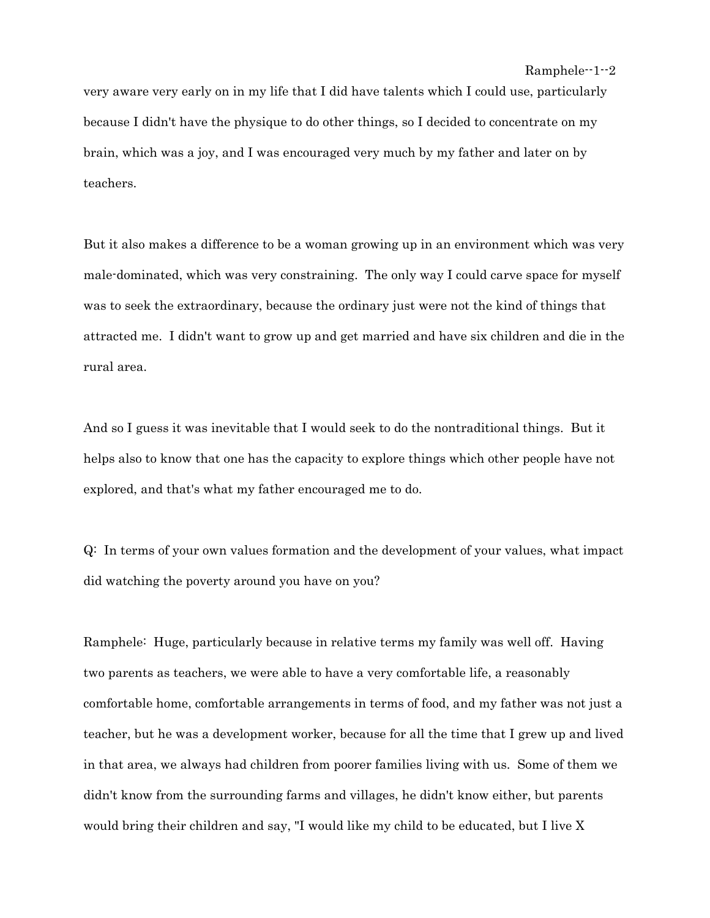very aware very early on in my life that I did have talents which I could use, particularly because I didn't have the physique to do other things, so I decided to concentrate on my brain, which was a joy, and I was encouraged very much by my father and later on by teachers.

But it also makes a difference to be a woman growing up in an environment which was very male-dominated, which was very constraining. The only way I could carve space for myself was to seek the extraordinary, because the ordinary just were not the kind of things that attracted me. I didn't want to grow up and get married and have six children and die in the rural area.

And so I guess it was inevitable that I would seek to do the nontraditional things. But it helps also to know that one has the capacity to explore things which other people have not explored, and that's what my father encouraged me to do.

Q: In terms of your own values formation and the development of your values, what impact did watching the poverty around you have on you?

Ramphele: Huge, particularly because in relative terms my family was well off. Having two parents as teachers, we were able to have a very comfortable life, a reasonably comfortable home, comfortable arrangements in terms of food, and my father was not just a teacher, but he was a development worker, because for all the time that I grew up and lived in that area, we always had children from poorer families living with us. Some of them we didn't know from the surrounding farms and villages, he didn't know either, but parents would bring their children and say, "I would like my child to be educated, but I live X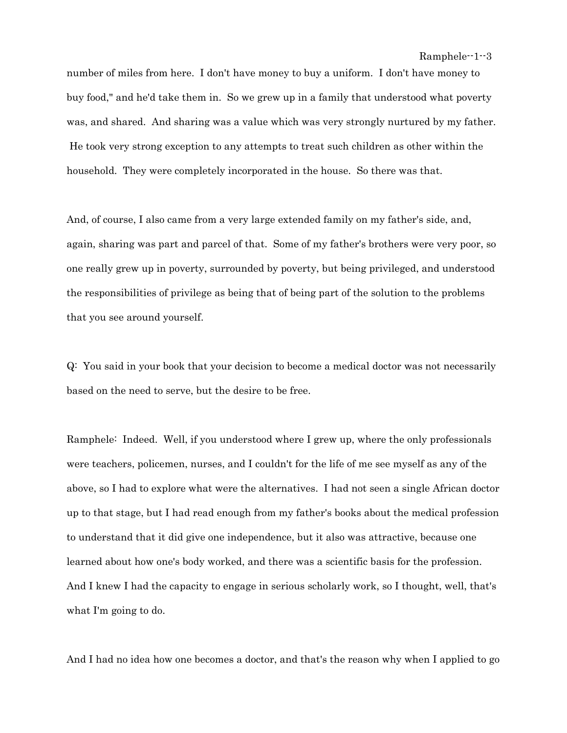number of miles from here. I don't have money to buy a uniform. I don't have money to buy food," and he'd take them in. So we grew up in a family that understood what poverty was, and shared. And sharing was a value which was very strongly nurtured by my father. He took very strong exception to any attempts to treat such children as other within the household. They were completely incorporated in the house. So there was that.

And, of course, I also came from a very large extended family on my father's side, and, again, sharing was part and parcel of that. Some of my father's brothers were very poor, so one really grew up in poverty, surrounded by poverty, but being privileged, and understood the responsibilities of privilege as being that of being part of the solution to the problems that you see around yourself.

Q: You said in your book that your decision to become a medical doctor was not necessarily based on the need to serve, but the desire to be free.

Ramphele: Indeed. Well, if you understood where I grew up, where the only professionals were teachers, policemen, nurses, and I couldn't for the life of me see myself as any of the above, so I had to explore what were the alternatives. I had not seen a single African doctor up to that stage, but I had read enough from my father's books about the medical profession to understand that it did give one independence, but it also was attractive, because one learned about how one's body worked, and there was a scientific basis for the profession. And I knew I had the capacity to engage in serious scholarly work, so I thought, well, that's what I'm going to do.

And I had no idea how one becomes a doctor, and that's the reason why when I applied to go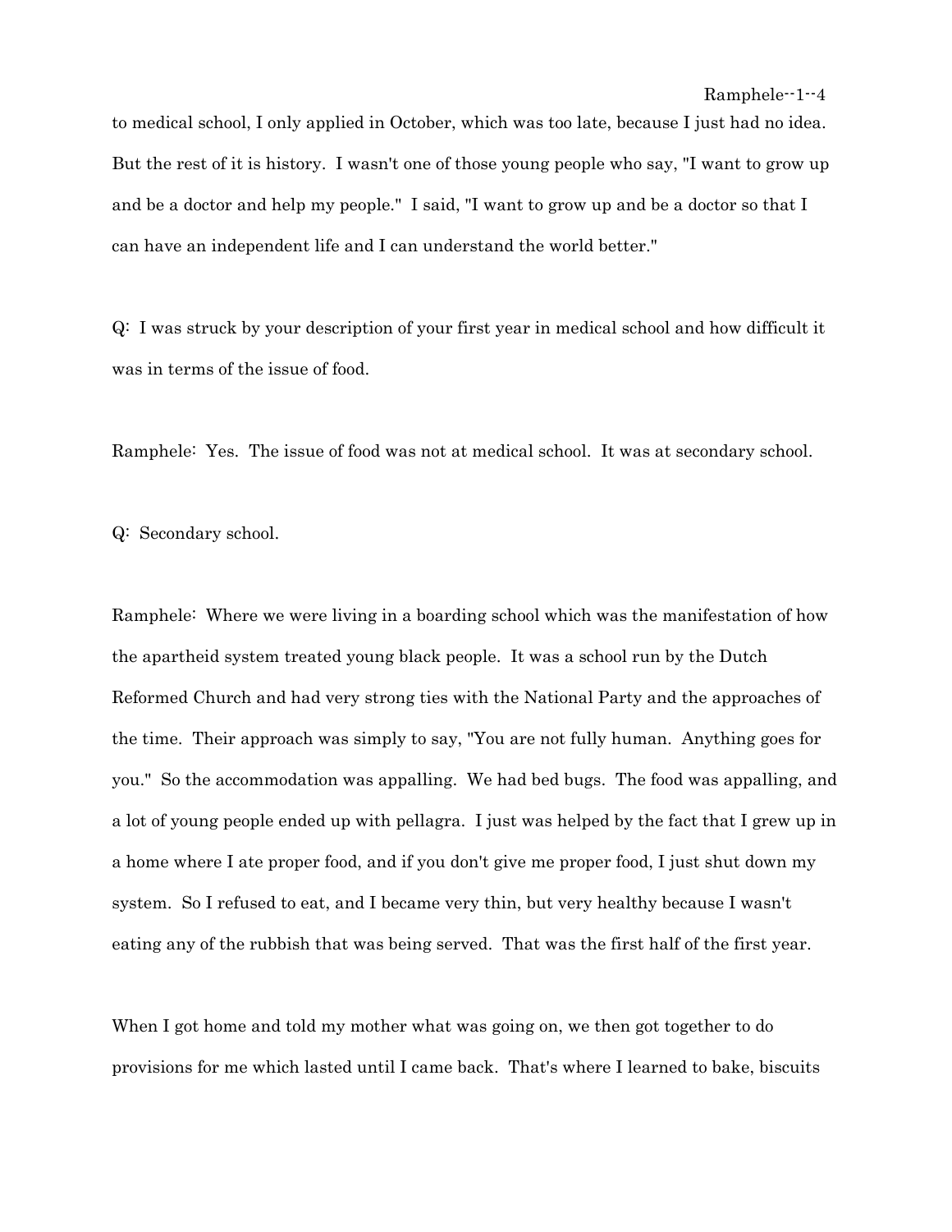to medical school, I only applied in October, which was too late, because I just had no idea. But the rest of it is history. I wasn't one of those young people who say, "I want to grow up and be a doctor and help my people." I said, "I want to grow up and be a doctor so that I can have an independent life and I can understand the world better."

Q: I was struck by your description of your first year in medical school and how difficult it was in terms of the issue of food.

Ramphele: Yes. The issue of food was not at medical school. It was at secondary school.

Q: Secondary school.

Ramphele: Where we were living in a boarding school which was the manifestation of how the apartheid system treated young black people. It was a school run by the Dutch Reformed Church and had very strong ties with the National Party and the approaches of the time. Their approach was simply to say, "You are not fully human. Anything goes for you." So the accommodation was appalling. We had bed bugs. The food was appalling, and a lot of young people ended up with pellagra. I just was helped by the fact that I grew up in a home where I ate proper food, and if you don't give me proper food, I just shut down my system. So I refused to eat, and I became very thin, but very healthy because I wasn't eating any of the rubbish that was being served. That was the first half of the first year.

When I got home and told my mother what was going on, we then got together to do provisions for me which lasted until I came back. That's where I learned to bake, biscuits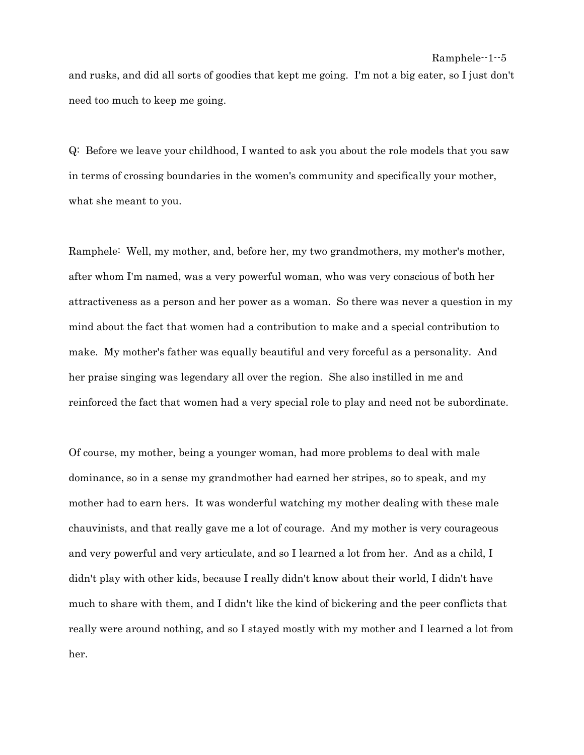and rusks, and did all sorts of goodies that kept me going. I'm not a big eater, so I just don't need too much to keep me going.

Q: Before we leave your childhood, I wanted to ask you about the role models that you saw in terms of crossing boundaries in the women's community and specifically your mother, what she meant to you.

Ramphele: Well, my mother, and, before her, my two grandmothers, my mother's mother, after whom I'm named, was a very powerful woman, who was very conscious of both her attractiveness as a person and her power as a woman. So there was never a question in my mind about the fact that women had a contribution to make and a special contribution to make. My mother's father was equally beautiful and very forceful as a personality. And her praise singing was legendary all over the region. She also instilled in me and reinforced the fact that women had a very special role to play and need not be subordinate.

Of course, my mother, being a younger woman, had more problems to deal with male dominance, so in a sense my grandmother had earned her stripes, so to speak, and my mother had to earn hers. It was wonderful watching my mother dealing with these male chauvinists, and that really gave me a lot of courage. And my mother is very courageous and very powerful and very articulate, and so I learned a lot from her. And as a child, I didn't play with other kids, because I really didn't know about their world, I didn't have much to share with them, and I didn't like the kind of bickering and the peer conflicts that really were around nothing, and so I stayed mostly with my mother and I learned a lot from her.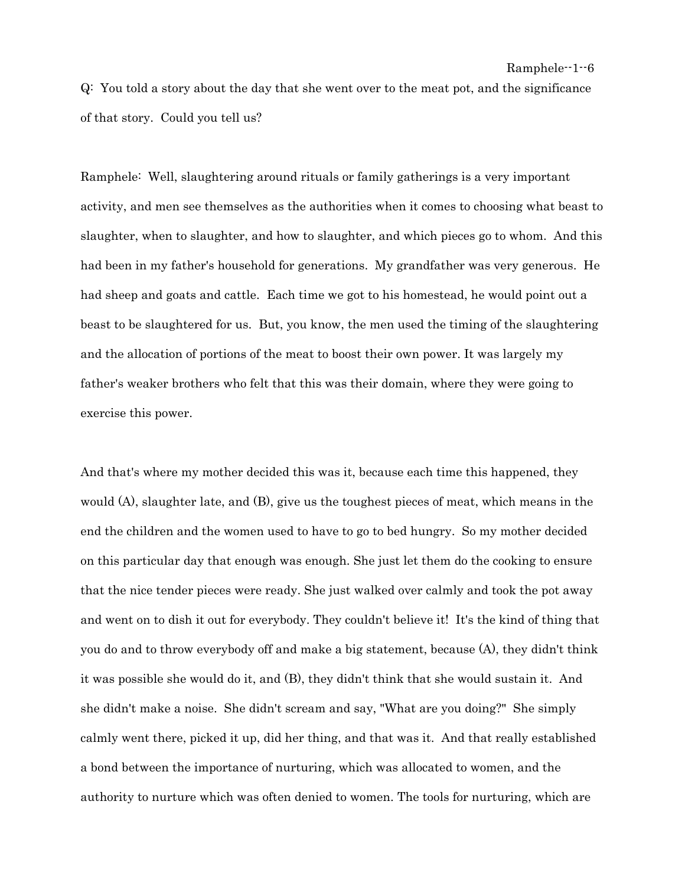Q: You told a story about the day that she went over to the meat pot, and the significance of that story. Could you tell us?

Ramphele: Well, slaughtering around rituals or family gatherings is a very important activity, and men see themselves as the authorities when it comes to choosing what beast to slaughter, when to slaughter, and how to slaughter, and which pieces go to whom. And this had been in my father's household for generations. My grandfather was very generous. He had sheep and goats and cattle. Each time we got to his homestead, he would point out a beast to be slaughtered for us. But, you know, the men used the timing of the slaughtering and the allocation of portions of the meat to boost their own power. It was largely my father's weaker brothers who felt that this was their domain, where they were going to exercise this power.

And that's where my mother decided this was it, because each time this happened, they would (A), slaughter late, and (B), give us the toughest pieces of meat, which means in the end the children and the women used to have to go to bed hungry. So my mother decided on this particular day that enough was enough. She just let them do the cooking to ensure that the nice tender pieces were ready. She just walked over calmly and took the pot away and went on to dish it out for everybody. They couldn't believe it! It's the kind of thing that you do and to throw everybody off and make a big statement, because (A), they didn't think it was possible she would do it, and (B), they didn't think that she would sustain it. And she didn't make a noise. She didn't scream and say, "What are you doing?" She simply calmly went there, picked it up, did her thing, and that was it. And that really established a bond between the importance of nurturing, which was allocated to women, and the authority to nurture which was often denied to women. The tools for nurturing, which are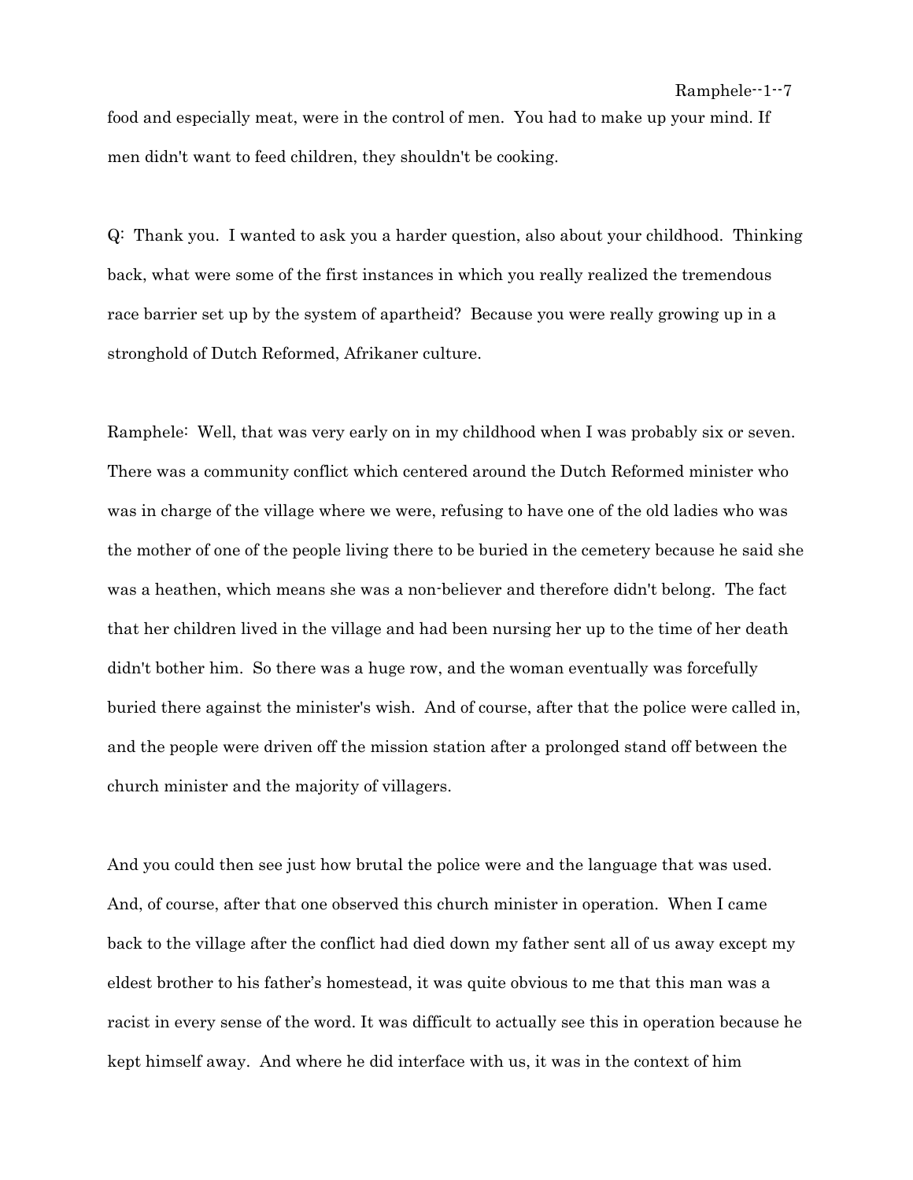food and especially meat, were in the control of men. You had to make up your mind. If men didn't want to feed children, they shouldn't be cooking.

Q: Thank you. I wanted to ask you a harder question, also about your childhood. Thinking back, what were some of the first instances in which you really realized the tremendous race barrier set up by the system of apartheid? Because you were really growing up in a stronghold of Dutch Reformed, Afrikaner culture.

Ramphele: Well, that was very early on in my childhood when I was probably six or seven. There was a community conflict which centered around the Dutch Reformed minister who was in charge of the village where we were, refusing to have one of the old ladies who was the mother of one of the people living there to be buried in the cemetery because he said she was a heathen, which means she was a non-believer and therefore didn't belong. The fact that her children lived in the village and had been nursing her up to the time of her death didn't bother him. So there was a huge row, and the woman eventually was forcefully buried there against the minister's wish. And of course, after that the police were called in, and the people were driven off the mission station after a prolonged stand off between the church minister and the majority of villagers.

And you could then see just how brutal the police were and the language that was used. And, of course, after that one observed this church minister in operation. When I came back to the village after the conflict had died down my father sent all of us away except my eldest brother to his father's homestead, it was quite obvious to me that this man was a racist in every sense of the word. It was difficult to actually see this in operation because he kept himself away. And where he did interface with us, it was in the context of him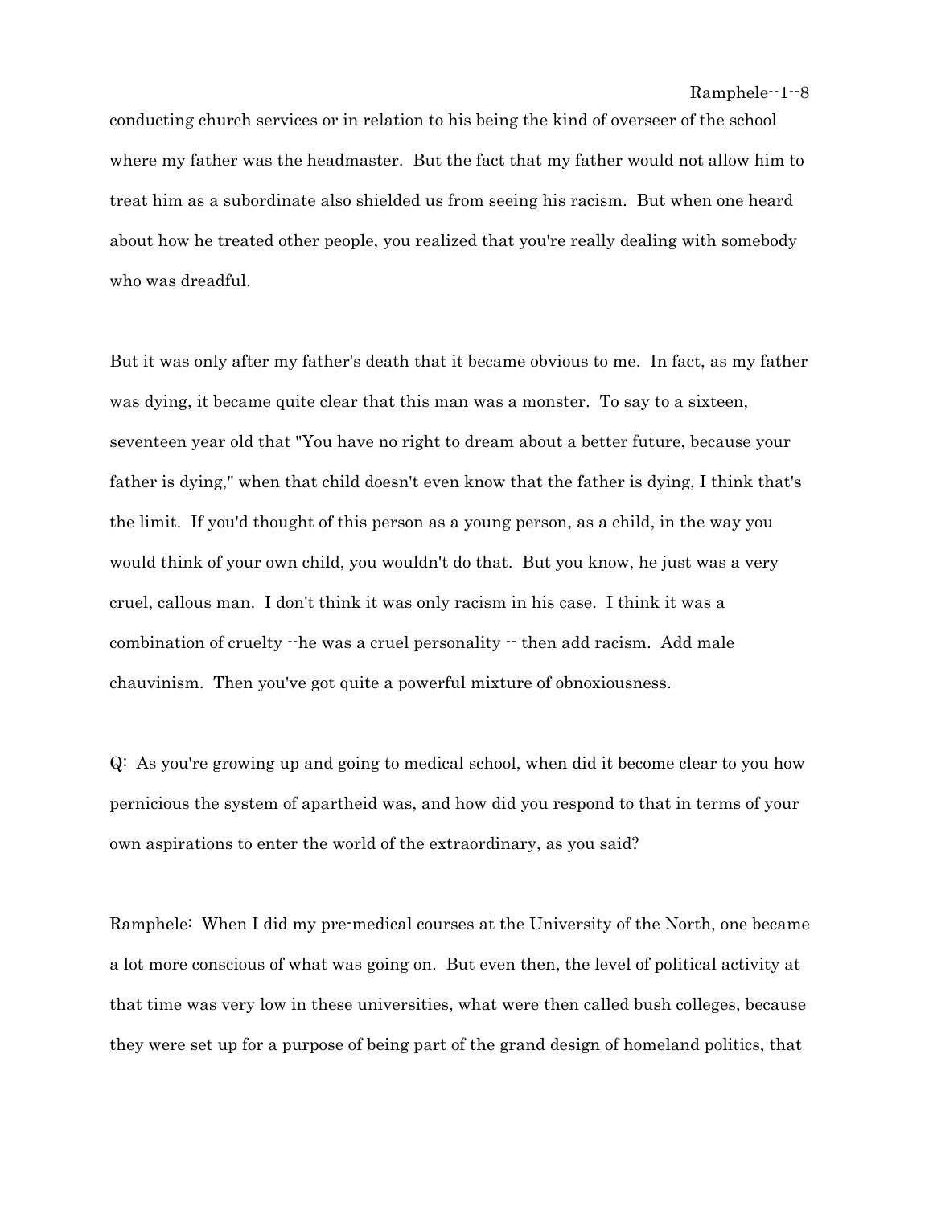conducting church services or in relation to his being the kind of overseer of the school where my father was the headmaster. But the fact that my father would not allow him to treat him as a subordinate also shielded us from seeing his racism. But when one heard about how he treated other people, you realized that you're really dealing with somebody who was dreadful.

But it was only after my father's death that it became obvious to me. In fact, as my father was dying, it became quite clear that this man was a monster. To say to a sixteen, seventeen year old that "You have no right to dream about a better future, because your father is dying," when that child doesn't even know that the father is dying, I think that's the limit. If you'd thought of this person as a young person, as a child, in the way you would think of your own child, you wouldn't do that. But you know, he just was a very cruel, callous man. I don't think it was only racism in his case. I think it was a combination of cruelty --he was a cruel personality -- then add racism. Add male chauvinism. Then you've got quite a powerful mixture of obnoxiousness.

Q: As you're growing up and going to medical school, when did it become clear to you how pernicious the system of apartheid was, and how did you respond to that in terms of your own aspirations to enter the world of the extraordinary, as you said?

Ramphele: When I did my pre-medical courses at the University of the North, one became a lot more conscious of what was going on. But even then, the level of political activity at that time was very low in these universities, what were then called bush colleges, because they were set up for a purpose of being part of the grand design of homeland politics, that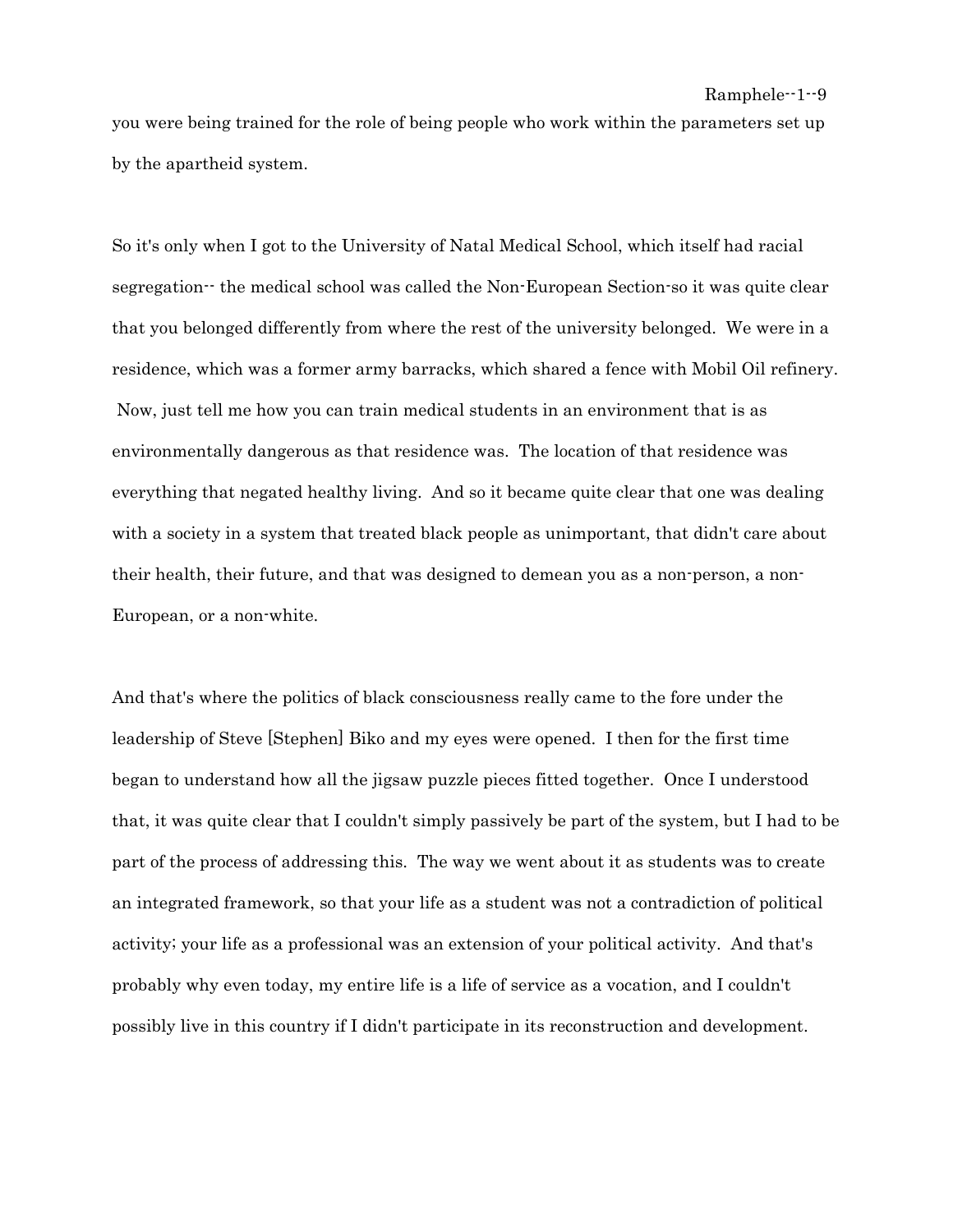you were being trained for the role of being people who work within the parameters set up by the apartheid system.

So it's only when I got to the University of Natal Medical School, which itself had racial segregation-- the medical school was called the Non-European Section-so it was quite clear that you belonged differently from where the rest of the university belonged. We were in a residence, which was a former army barracks, which shared a fence with Mobil Oil refinery. Now, just tell me how you can train medical students in an environment that is as environmentally dangerous as that residence was. The location of that residence was everything that negated healthy living. And so it became quite clear that one was dealing with a society in a system that treated black people as unimportant, that didn't care about their health, their future, and that was designed to demean you as a non-person, a non-European, or a non-white.

And that's where the politics of black consciousness really came to the fore under the leadership of Steve [Stephen] Biko and my eyes were opened. I then for the first time began to understand how all the jigsaw puzzle pieces fitted together. Once I understood that, it was quite clear that I couldn't simply passively be part of the system, but I had to be part of the process of addressing this. The way we went about it as students was to create an integrated framework, so that your life as a student was not a contradiction of political activity; your life as a professional was an extension of your political activity. And that's probably why even today, my entire life is a life of service as a vocation, and I couldn't possibly live in this country if I didn't participate in its reconstruction and development.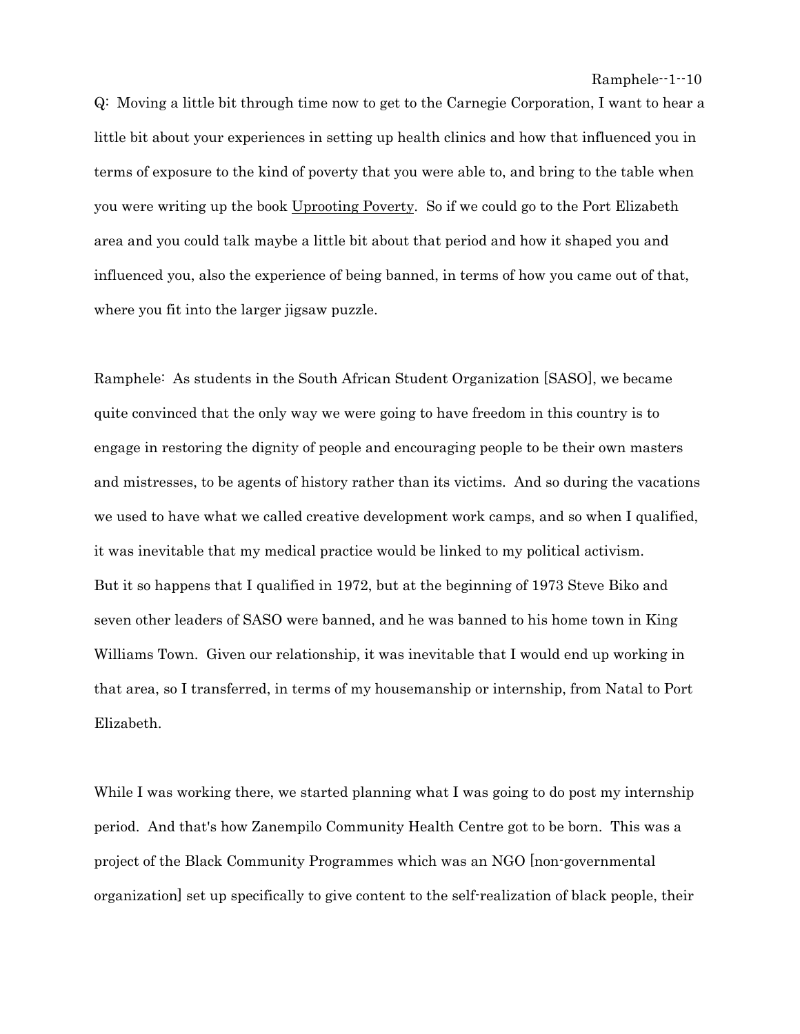Q: Moving a little bit through time now to get to the Carnegie Corporation, I want to hear a little bit about your experiences in setting up health clinics and how that influenced you in terms of exposure to the kind of poverty that you were able to, and bring to the table when you were writing up the book Uprooting Poverty. So if we could go to the Port Elizabeth area and you could talk maybe a little bit about that period and how it shaped you and influenced you, also the experience of being banned, in terms of how you came out of that, where you fit into the larger jigsaw puzzle.

Ramphele: As students in the South African Student Organization [SASO], we became quite convinced that the only way we were going to have freedom in this country is to engage in restoring the dignity of people and encouraging people to be their own masters and mistresses, to be agents of history rather than its victims. And so during the vacations we used to have what we called creative development work camps, and so when I qualified, it was inevitable that my medical practice would be linked to my political activism.
But it so happens that I qualified in 1972, but at the beginning of 1973 Steve Biko and seven other leaders of SASO were banned, and he was banned to his home town in King Williams Town. Given our relationship, it was inevitable that I would end up working in that area, so I transferred, in terms of my housemanship or internship, from Natal to Port Elizabeth.

While I was working there, we started planning what I was going to do post my internship period. And that's how Zanempilo Community Health Centre got to be born. This was a project of the Black Community Programmes which was an NGO [non-governmental organization] set up specifically to give content to the self-realization of black people, their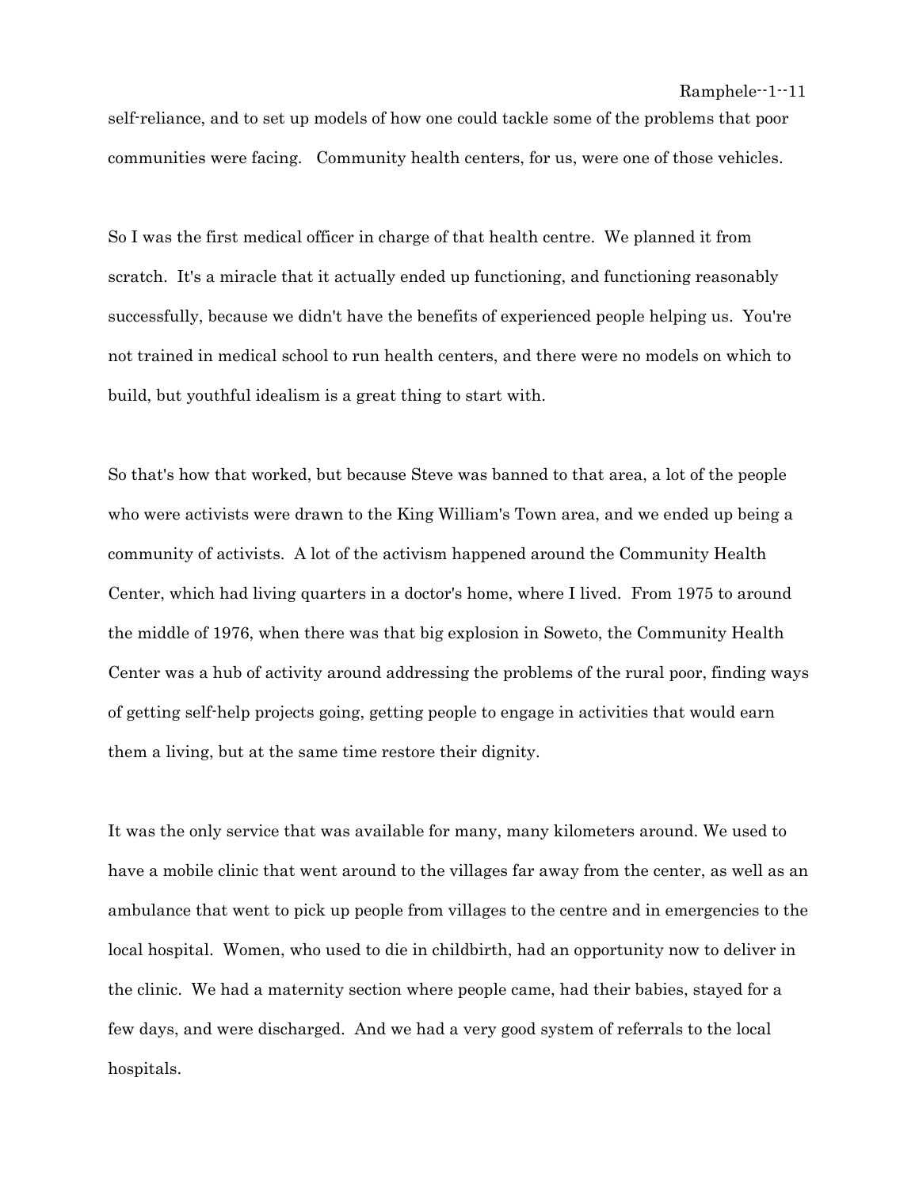self-reliance, and to set up models of how one could tackle some of the problems that poor communities were facing. Community health centers, for us, were one of those vehicles.

So I was the first medical officer in charge of that health centre. We planned it from scratch. It's a miracle that it actually ended up functioning, and functioning reasonably successfully, because we didn't have the benefits of experienced people helping us. You're not trained in medical school to run health centers, and there were no models on which to build, but youthful idealism is a great thing to start with.

So that's how that worked, but because Steve was banned to that area, a lot of the people who were activists were drawn to the King William's Town area, and we ended up being a community of activists. A lot of the activism happened around the Community Health Center, which had living quarters in a doctor's home, where I lived. From 1975 to around the middle of 1976, when there was that big explosion in Soweto, the Community Health Center was a hub of activity around addressing the problems of the rural poor, finding ways of getting self-help projects going, getting people to engage in activities that would earn them a living, but at the same time restore their dignity.

It was the only service that was available for many, many kilometers around. We used to have a mobile clinic that went around to the villages far away from the center, as well as an ambulance that went to pick up people from villages to the centre and in emergencies to the local hospital. Women, who used to die in childbirth, had an opportunity now to deliver in the clinic. We had a maternity section where people came, had their babies, stayed for a few days, and were discharged. And we had a very good system of referrals to the local hospitals.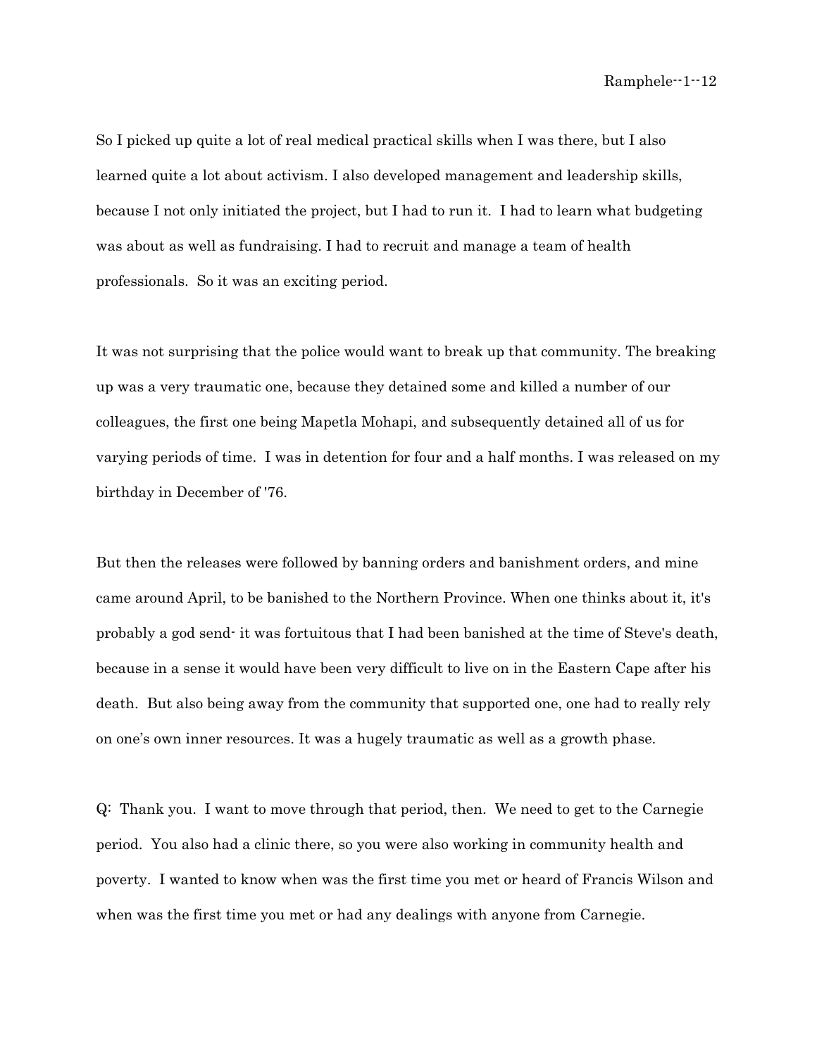So I picked up quite a lot of real medical practical skills when I was there, but I also learned quite a lot about activism. I also developed management and leadership skills, because I not only initiated the project, but I had to run it. I had to learn what budgeting was about as well as fundraising. I had to recruit and manage a team of health professionals. So it was an exciting period.

It was not surprising that the police would want to break up that community. The breaking up was a very traumatic one, because they detained some and killed a number of our colleagues, the first one being Mapetla Mohapi, and subsequently detained all of us for varying periods of time. I was in detention for four and a half months. I was released on my birthday in December of '76.

But then the releases were followed by banning orders and banishment orders, and mine came around April, to be banished to the Northern Province. When one thinks about it, it's probably a god send- it was fortuitous that I had been banished at the time of Steve's death, because in a sense it would have been very difficult to live on in the Eastern Cape after his death. But also being away from the community that supported one, one had to really rely on one's own inner resources. It was a hugely traumatic as well as a growth phase.

Q: Thank you. I want to move through that period, then. We need to get to the Carnegie period. You also had a clinic there, so you were also working in community health and poverty. I wanted to know when was the first time you met or heard of Francis Wilson and when was the first time you met or had any dealings with anyone from Carnegie.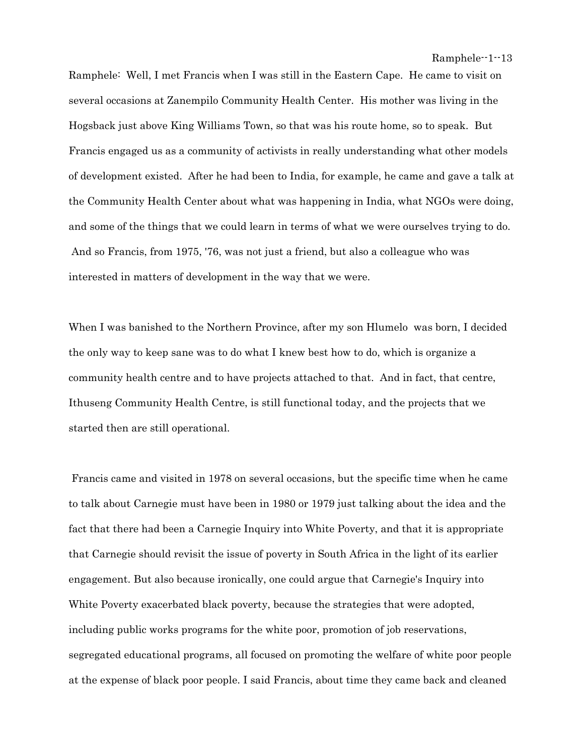Ramphele: Well, I met Francis when I was still in the Eastern Cape. He came to visit on several occasions at Zanempilo Community Health Center. His mother was living in the Hogsback just above King Williams Town, so that was his route home, so to speak. But Francis engaged us as a community of activists in really understanding what other models of development existed. After he had been to India, for example, he came and gave a talk at the Community Health Center about what was happening in India, what NGOs were doing, and some of the things that we could learn in terms of what we were ourselves trying to do. And so Francis, from 1975, '76, was not just a friend, but also a colleague who was interested in matters of development in the way that we were.

When I was banished to the Northern Province, after my son Hlumelo was born, I decided the only way to keep sane was to do what I knew best how to do, which is organize a community health centre and to have projects attached to that. And in fact, that centre, Ithuseng Community Health Centre, is still functional today, and the projects that we started then are still operational.

Francis came and visited in 1978 on several occasions, but the specific time when he came to talk about Carnegie must have been in 1980 or 1979 just talking about the idea and the fact that there had been a Carnegie Inquiry into White Poverty, and that it is appropriate that Carnegie should revisit the issue of poverty in South Africa in the light of its earlier engagement. But also because ironically, one could argue that Carnegie's Inquiry into White Poverty exacerbated black poverty, because the strategies that were adopted, including public works programs for the white poor, promotion of job reservations, segregated educational programs, all focused on promoting the welfare of white poor people at the expense of black poor people. I said Francis, about time they came back and cleaned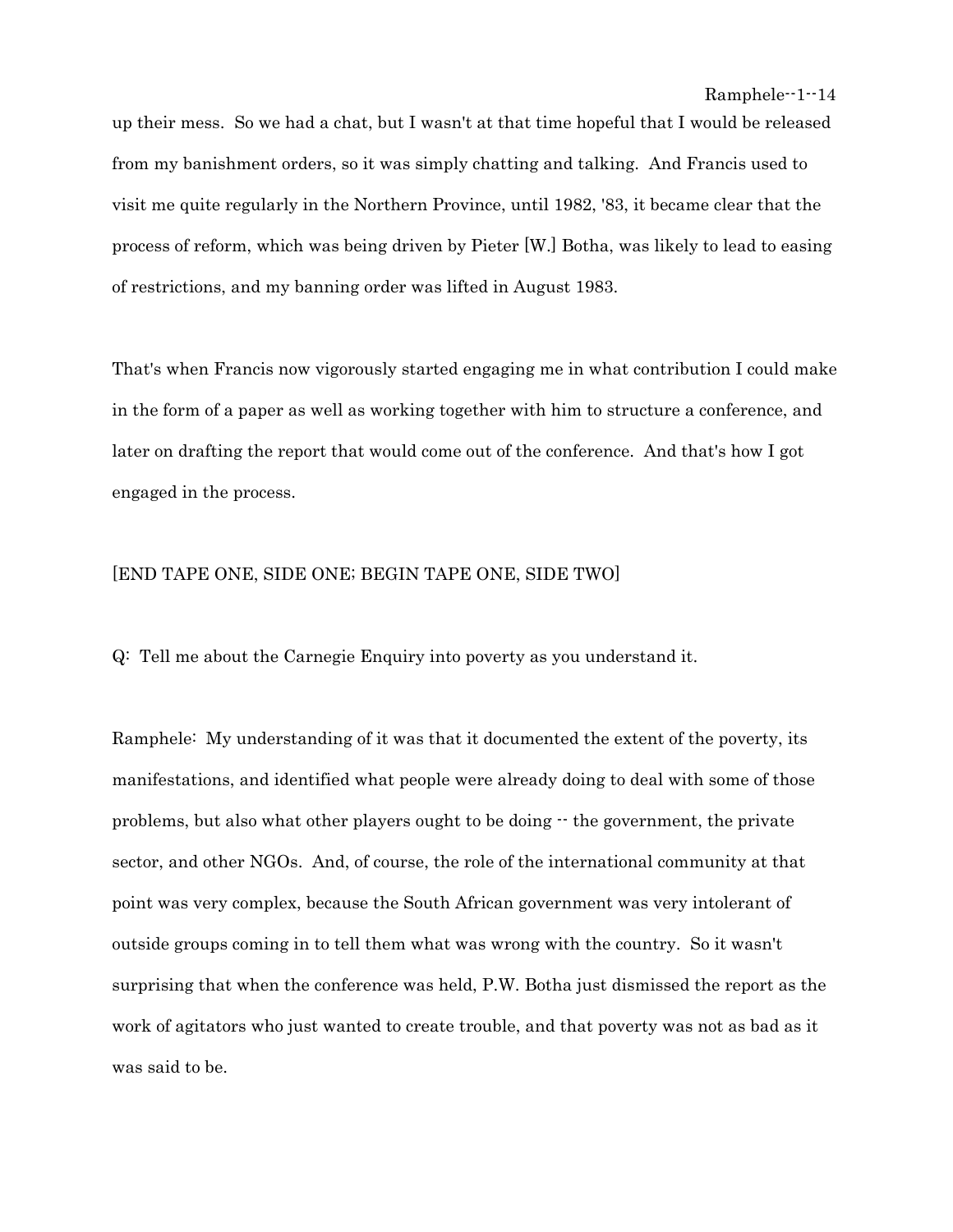up their mess. So we had a chat, but I wasn't at that time hopeful that I would be released from my banishment orders, so it was simply chatting and talking. And Francis used to visit me quite regularly in the Northern Province, until 1982, '83, it became clear that the process of reform, which was being driven by Pieter [W.] Botha, was likely to lead to easing of restrictions, and my banning order was lifted in August 1983.

That's when Francis now vigorously started engaging me in what contribution I could make in the form of a paper as well as working together with him to structure a conference, and later on drafting the report that would come out of the conference. And that's how I got engaged in the process.

[END TAPE ONE, SIDE ONE; BEGIN TAPE ONE, SIDE TWO]

Q: Tell me about the Carnegie Enquiry into poverty as you understand it.

Ramphele: My understanding of it was that it documented the extent of the poverty, its manifestations, and identified what people were already doing to deal with some of those problems, but also what other players ought to be doing -- the government, the private sector, and other NGOs. And, of course, the role of the international community at that point was very complex, because the South African government was very intolerant of outside groups coming in to tell them what was wrong with the country. So it wasn't surprising that when the conference was held, P.W. Botha just dismissed the report as the work of agitators who just wanted to create trouble, and that poverty was not as bad as it was said to be.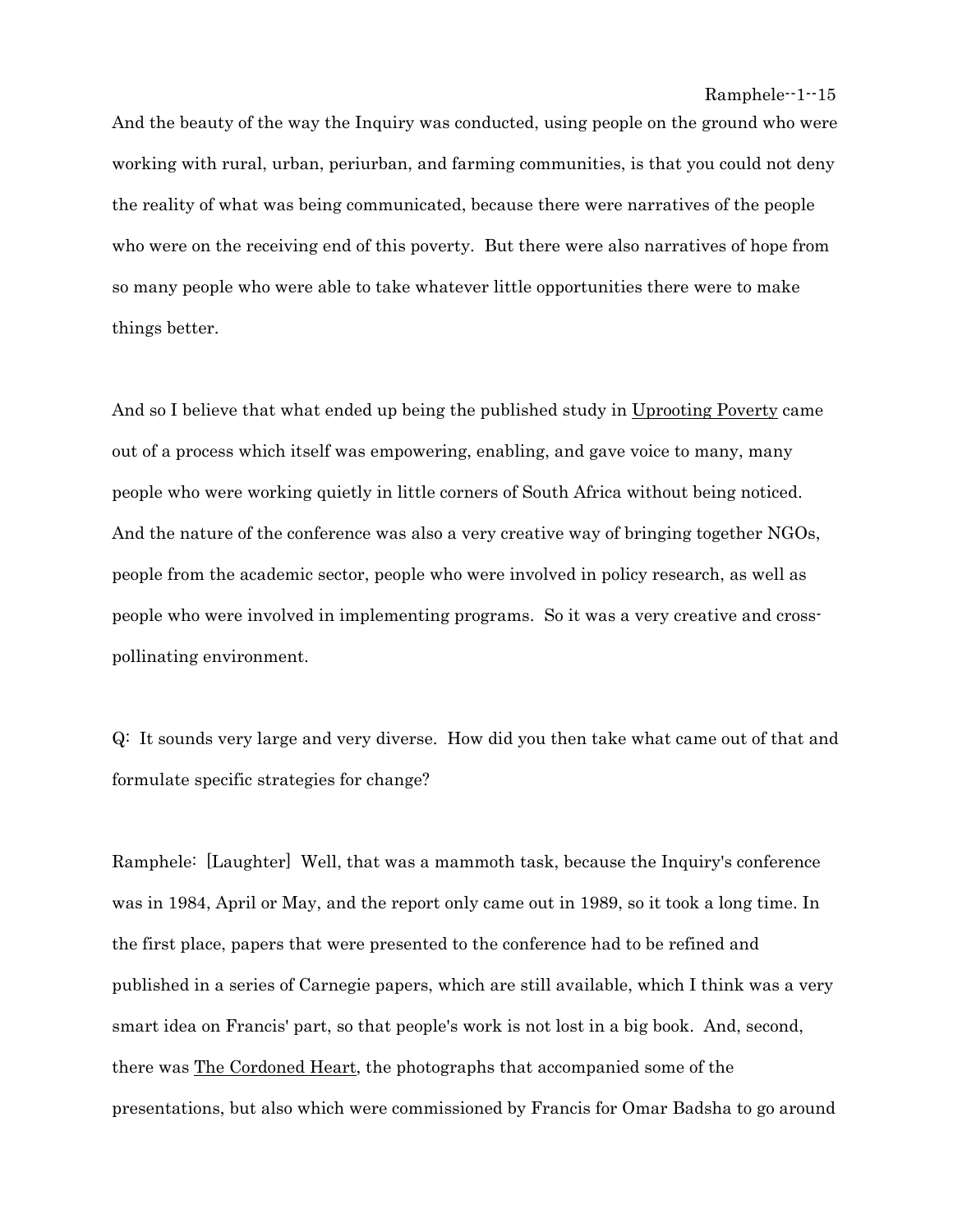And the beauty of the way the Inquiry was conducted, using people on the ground who were working with rural, urban, periurban, and farming communities, is that you could not deny the reality of what was being communicated, because there were narratives of the people who were on the receiving end of this poverty. But there were also narratives of hope from so many people who were able to take whatever little opportunities there were to make things better.

And so I believe that what ended up being the published study in Uprooting Poverty came out of a process which itself was empowering, enabling, and gave voice to many, many people who were working quietly in little corners of South Africa without being noticed. And the nature of the conference was also a very creative way of bringing together NGOs, people from the academic sector, people who were involved in policy research, as well as people who were involved in implementing programs. So it was a very creative and cross-pollinating environment.

Q: It sounds very large and very diverse. How did you then take what came out of that and formulate specific strategies for change?

Ramphele: [Laughter] Well, that was a mammoth task, because the Inquiry's conference was in 1984, April or May, and the report only came out in 1989, so it took a long time. In the first place, papers that were presented to the conference had to be refined and published in a series of Carnegie papers, which are still available, which I think was a very smart idea on Francis' part, so that people's work is not lost in a big book. And, second, there was The Cordoned Heart, the photographs that accompanied some of the presentations, but also which were commissioned by Francis for Omar Badsha to go around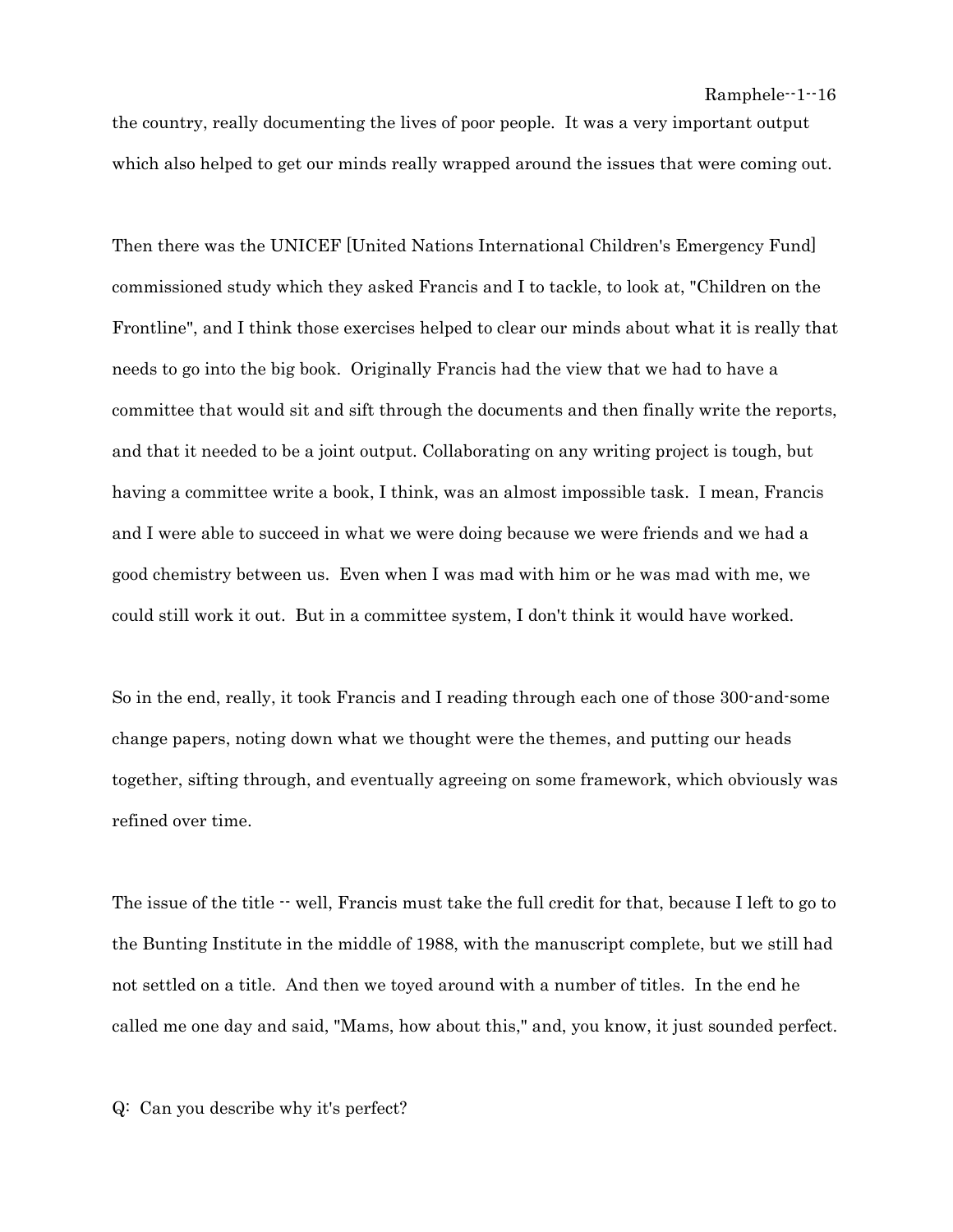the country, really documenting the lives of poor people. It was a very important output which also helped to get our minds really wrapped around the issues that were coming out.

Then there was the UNICEF [United Nations International Children's Emergency Fund] commissioned study which they asked Francis and I to tackle, to look at, "Children on the Frontline", and I think those exercises helped to clear our minds about what it is really that needs to go into the big book. Originally Francis had the view that we had to have a committee that would sit and sift through the documents and then finally write the reports, and that it needed to be a joint output. Collaborating on any writing project is tough, but having a committee write a book, I think, was an almost impossible task. I mean, Francis and I were able to succeed in what we were doing because we were friends and we had a good chemistry between us. Even when I was mad with him or he was mad with me, we could still work it out. But in a committee system, I don't think it would have worked.

So in the end, really, it took Francis and I reading through each one of those 300-and-some change papers, noting down what we thought were the themes, and putting our heads together, sifting through, and eventually agreeing on some framework, which obviously was refined over time.

The issue of the title -- well, Francis must take the full credit for that, because I left to go to the Bunting Institute in the middle of 1988, with the manuscript complete, but we still had not settled on a title. And then we toyed around with a number of titles. In the end he called me one day and said, "Mams, how about this," and, you know, it just sounded perfect.

Q: Can you describe why it's perfect?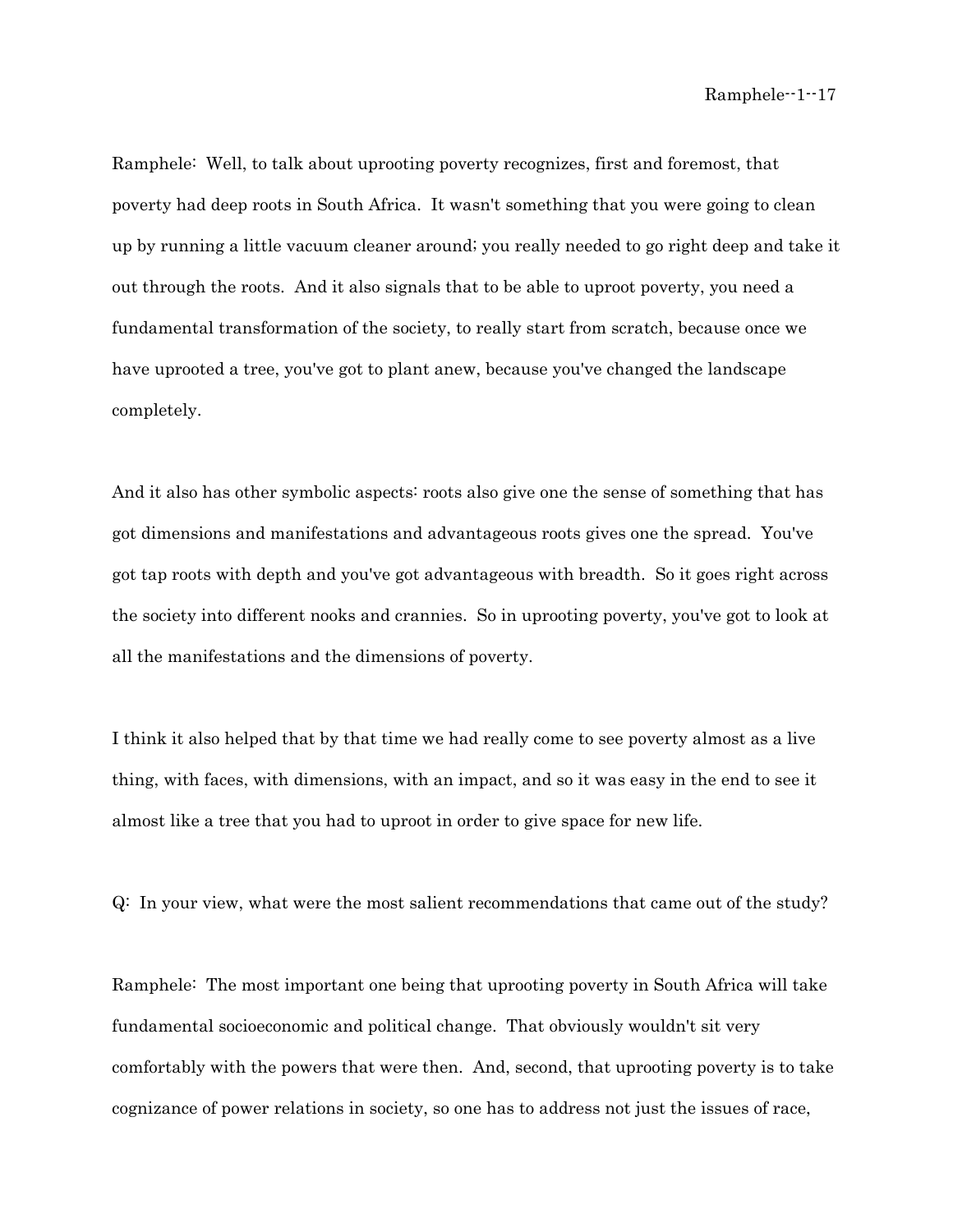Ramphele: Well, to talk about uprooting poverty recognizes, first and foremost, that poverty had deep roots in South Africa. It wasn't something that you were going to clean up by running a little vacuum cleaner around; you really needed to go right deep and take it out through the roots. And it also signals that to be able to uproot poverty, you need a fundamental transformation of the society, to really start from scratch, because once we have uprooted a tree, you've got to plant anew, because you've changed the landscape completely.

And it also has other symbolic aspects: roots also give one the sense of something that has got dimensions and manifestations and advantageous roots gives one the spread. You've got tap roots with depth and you've got advantageous with breadth. So it goes right across the society into different nooks and crannies. So in uprooting poverty, you've got to look at all the manifestations and the dimensions of poverty.

I think it also helped that by that time we had really come to see poverty almost as a live thing, with faces, with dimensions, with an impact, and so it was easy in the end to see it almost like a tree that you had to uproot in order to give space for new life.

Q: In your view, what were the most salient recommendations that came out of the study?

Ramphele: The most important one being that uprooting poverty in South Africa will take fundamental socioeconomic and political change. That obviously wouldn't sit very comfortably with the powers that were then. And, second, that uprooting poverty is to take cognizance of power relations in society, so one has to address not just the issues of race,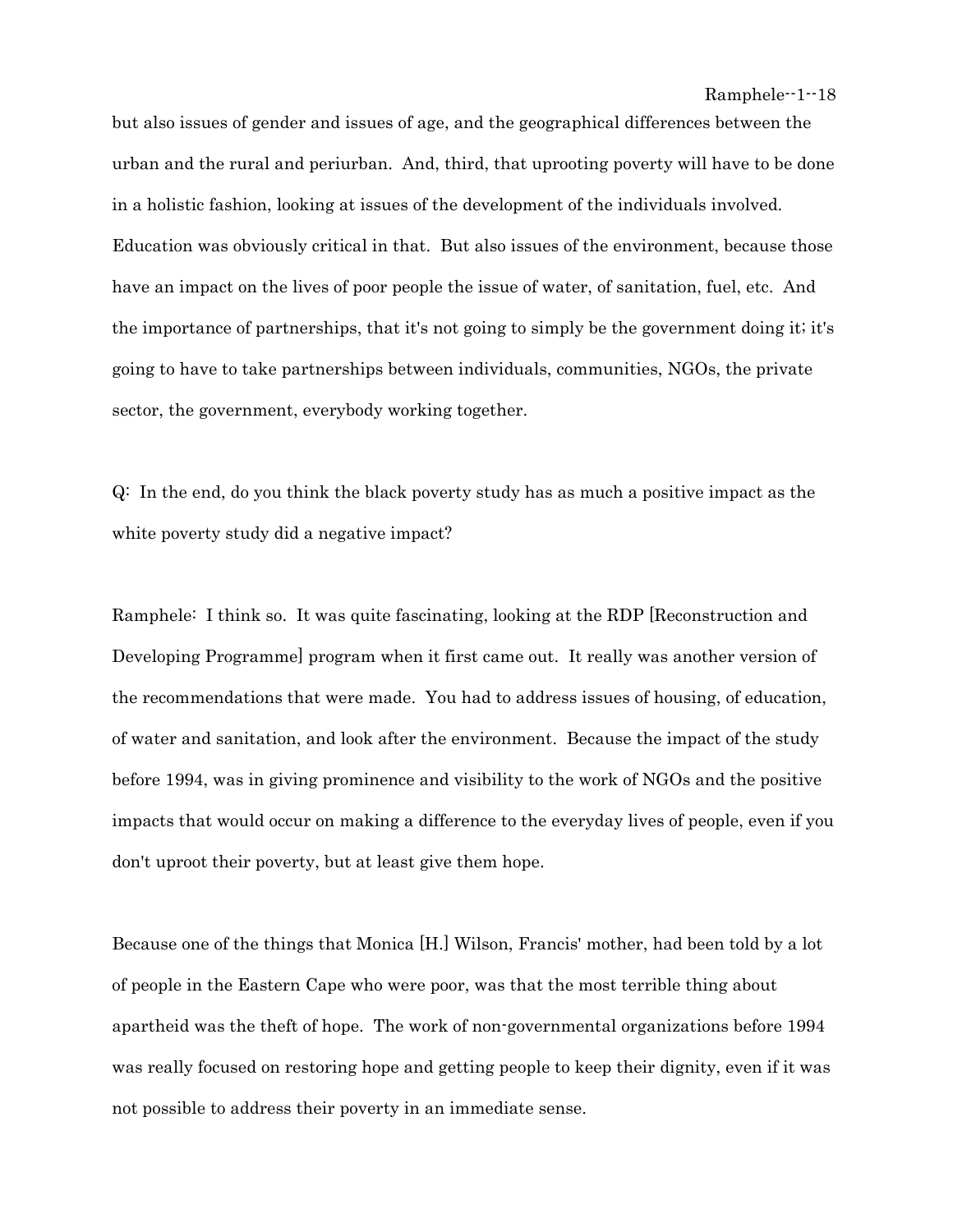but also issues of gender and issues of age, and the geographical differences between the urban and the rural and periurban. And, third, that uprooting poverty will have to be done in a holistic fashion, looking at issues of the development of the individuals involved. Education was obviously critical in that. But also issues of the environment, because those have an impact on the lives of poor people the issue of water, of sanitation, fuel, etc. And the importance of partnerships, that it's not going to simply be the government doing it; it's going to have to take partnerships between individuals, communities, NGOs, the private sector, the government, everybody working together.

Q: In the end, do you think the black poverty study has as much a positive impact as the white poverty study did a negative impact?

Ramphele: I think so. It was quite fascinating, looking at the RDP [Reconstruction and Developing Programme] program when it first came out. It really was another version of the recommendations that were made. You had to address issues of housing, of education, of water and sanitation, and look after the environment. Because the impact of the study before 1994, was in giving prominence and visibility to the work of NGOs and the positive impacts that would occur on making a difference to the everyday lives of people, even if you don't uproot their poverty, but at least give them hope.

Because one of the things that Monica [H.] Wilson, Francis' mother, had been told by a lot of people in the Eastern Cape who were poor, was that the most terrible thing about apartheid was the theft of hope. The work of non-governmental organizations before 1994 was really focused on restoring hope and getting people to keep their dignity, even if it was not possible to address their poverty in an immediate sense.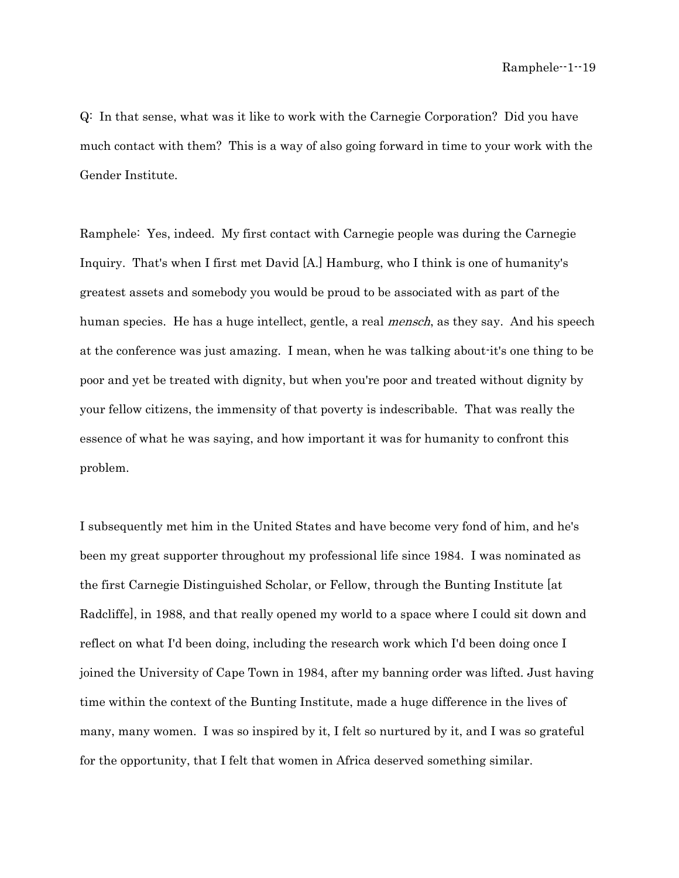Q: In that sense, what was it like to work with the Carnegie Corporation? Did you have much contact with them? This is a way of also going forward in time to your work with the Gender Institute.

Ramphele: Yes, indeed. My first contact with Carnegie people was during the Carnegie Inquiry. That's when I first met David [A.] Hamburg, who I think is one of humanity's greatest assets and somebody you would be proud to be associated with as part of the human species. He has a huge intellect, gentle, a real *mensch*, as they say. And his speech at the conference was just amazing. I mean, when he was talking about-it's one thing to be poor and yet be treated with dignity, but when you're poor and treated without dignity by your fellow citizens, the immensity of that poverty is indescribable. That was really the essence of what he was saying, and how important it was for humanity to confront this problem.

I subsequently met him in the United States and have become very fond of him, and he's been my great supporter throughout my professional life since 1984. I was nominated as the first Carnegie Distinguished Scholar, or Fellow, through the Bunting Institute [at Radcliffe], in 1988, and that really opened my world to a space where I could sit down and reflect on what I'd been doing, including the research work which I'd been doing once I joined the University of Cape Town in 1984, after my banning order was lifted. Just having time within the context of the Bunting Institute, made a huge difference in the lives of many, many women. I was so inspired by it, I felt so nurtured by it, and I was so grateful for the opportunity, that I felt that women in Africa deserved something similar.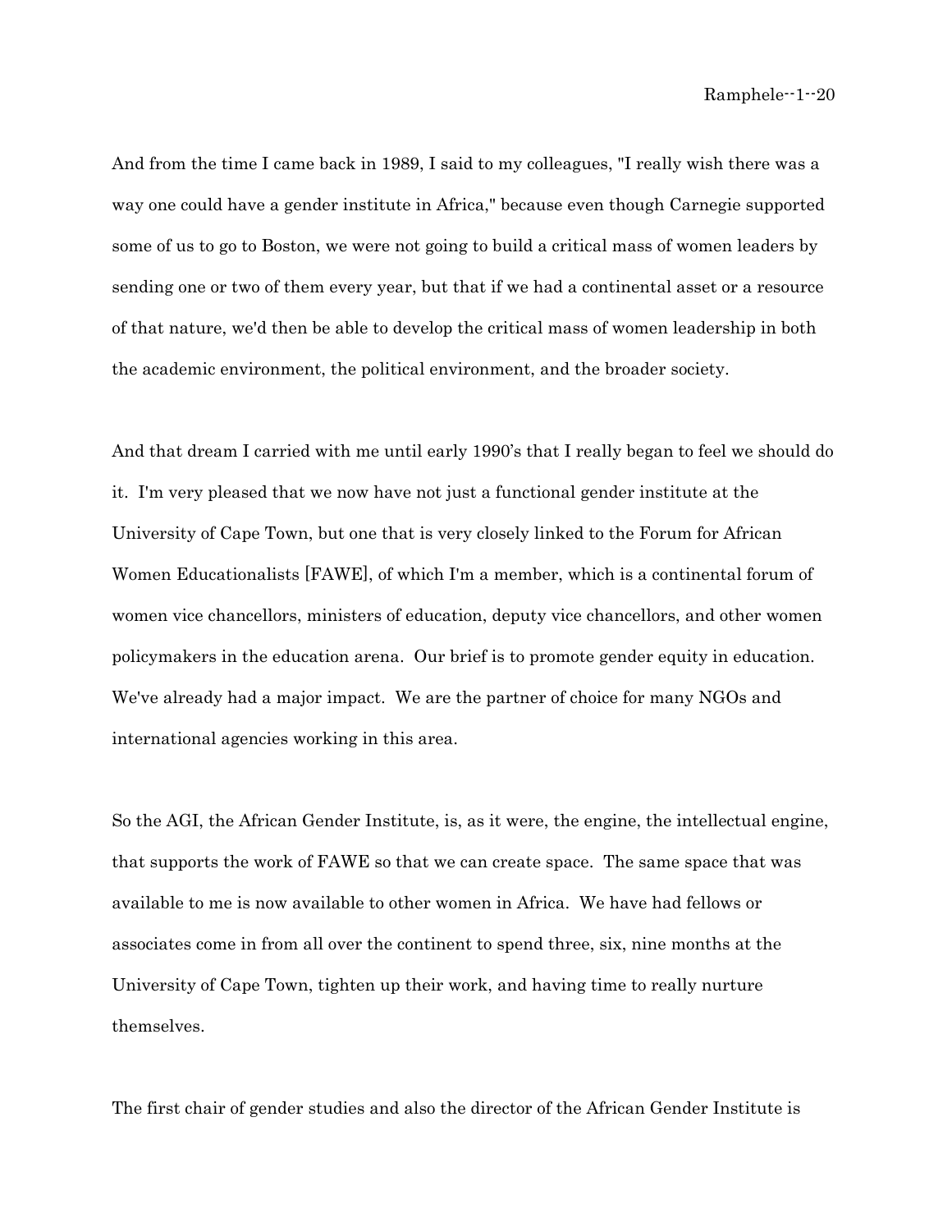And from the time I came back in 1989, I said to my colleagues, "I really wish there was a way one could have a gender institute in Africa," because even though Carnegie supported some of us to go to Boston, we were not going to build a critical mass of women leaders by sending one or two of them every year, but that if we had a continental asset or a resource of that nature, we'd then be able to develop the critical mass of women leadership in both the academic environment, the political environment, and the broader society.

And that dream I carried with me until early 1990's that I really began to feel we should do it. I'm very pleased that we now have not just a functional gender institute at the University of Cape Town, but one that is very closely linked to the Forum for African Women Educationalists [FAWE], of which I'm a member, which is a continental forum of women vice chancellors, ministers of education, deputy vice chancellors, and other women policymakers in the education arena. Our brief is to promote gender equity in education. We've already had a major impact. We are the partner of choice for many NGOs and international agencies working in this area.

So the AGI, the African Gender Institute, is, as it were, the engine, the intellectual engine, that supports the work of FAWE so that we can create space. The same space that was available to me is now available to other women in Africa. We have had fellows or associates come in from all over the continent to spend three, six, nine months at the University of Cape Town, tighten up their work, and having time to really nurture themselves.

The first chair of gender studies and also the director of the African Gender Institute is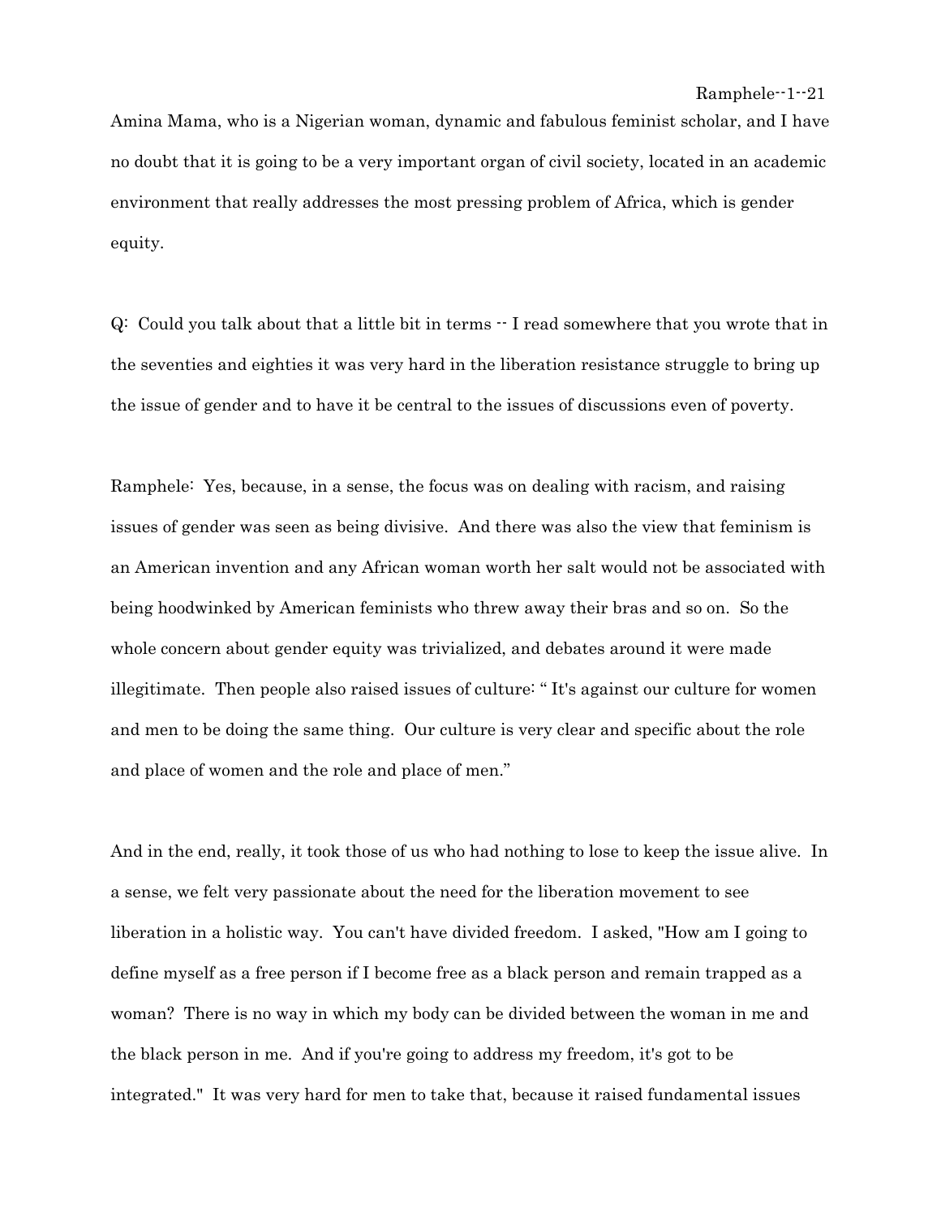Amina Mama, who is a Nigerian woman, dynamic and fabulous feminist scholar, and I have no doubt that it is going to be a very important organ of civil society, located in an academic environment that really addresses the most pressing problem of Africa, which is gender equity.

Q: Could you talk about that a little bit in terms -- I read somewhere that you wrote that in the seventies and eighties it was very hard in the liberation resistance struggle to bring up the issue of gender and to have it be central to the issues of discussions even of poverty.

Ramphele: Yes, because, in a sense, the focus was on dealing with racism, and raising issues of gender was seen as being divisive. And there was also the view that feminism is an American invention and any African woman worth her salt would not be associated with being hoodwinked by American feminists who threw away their bras and so on. So the whole concern about gender equity was trivialized, and debates around it were made illegitimate. Then people also raised issues of culture: " It's against our culture for women and men to be doing the same thing. Our culture is very clear and specific about the role and place of women and the role and place of men."

And in the end, really, it took those of us who had nothing to lose to keep the issue alive. In a sense, we felt very passionate about the need for the liberation movement to see liberation in a holistic way. You can't have divided freedom. I asked, "How am I going to define myself as a free person if I become free as a black person and remain trapped as a woman? There is no way in which my body can be divided between the woman in me and the black person in me. And if you're going to address my freedom, it's got to be integrated." It was very hard for men to take that, because it raised fundamental issues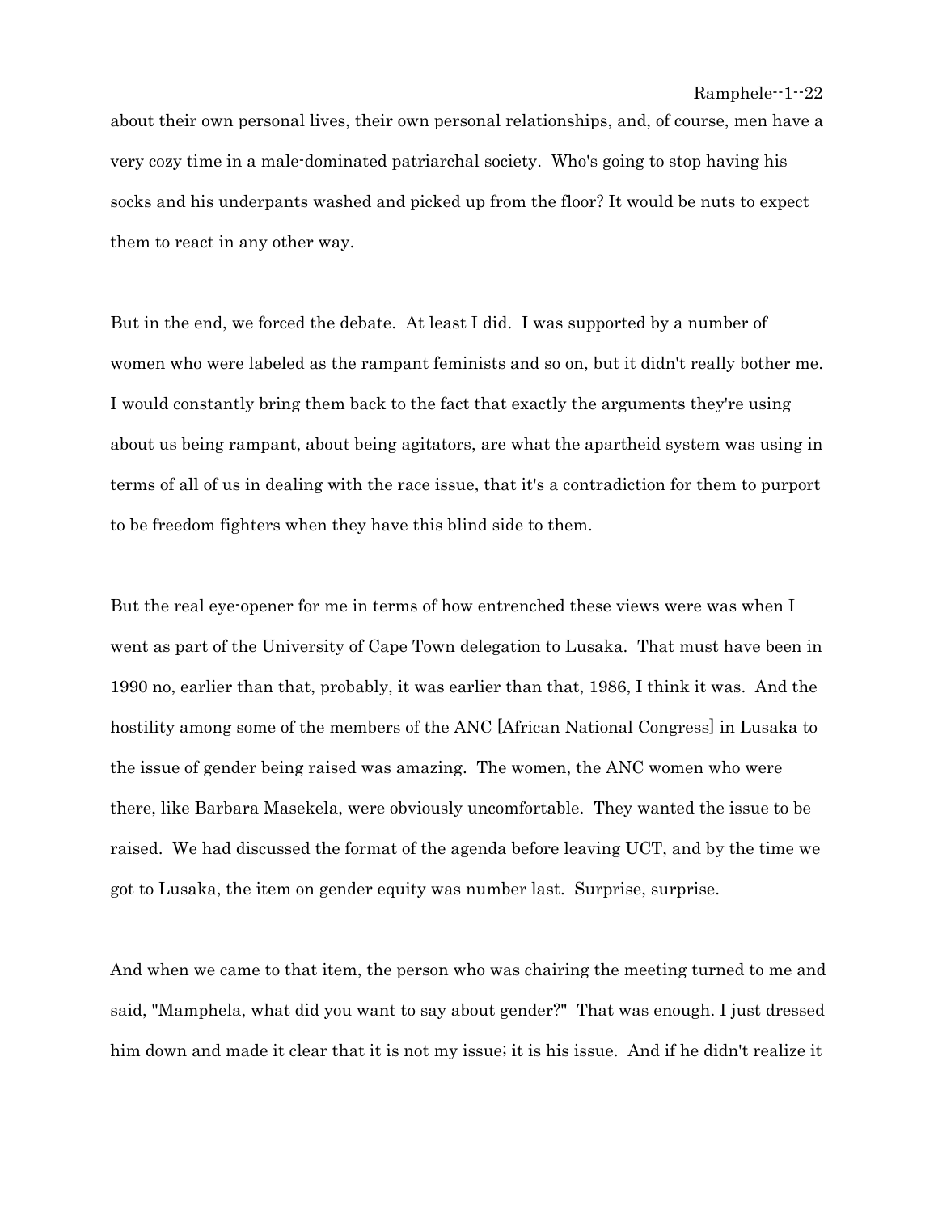about their own personal lives, their own personal relationships, and, of course, men have a very cozy time in a male-dominated patriarchal society. Who's going to stop having his socks and his underpants washed and picked up from the floor? It would be nuts to expect them to react in any other way.

But in the end, we forced the debate. At least I did. I was supported by a number of women who were labeled as the rampant feminists and so on, but it didn't really bother me. I would constantly bring them back to the fact that exactly the arguments they're using about us being rampant, about being agitators, are what the apartheid system was using in terms of all of us in dealing with the race issue, that it's a contradiction for them to purport to be freedom fighters when they have this blind side to them.

But the real eye-opener for me in terms of how entrenched these views were was when I went as part of the University of Cape Town delegation to Lusaka. That must have been in 1990 no, earlier than that, probably, it was earlier than that, 1986, I think it was. And the hostility among some of the members of the ANC [African National Congress] in Lusaka to the issue of gender being raised was amazing. The women, the ANC women who were there, like Barbara Masekela, were obviously uncomfortable. They wanted the issue to be raised. We had discussed the format of the agenda before leaving UCT, and by the time we got to Lusaka, the item on gender equity was number last. Surprise, surprise.

And when we came to that item, the person who was chairing the meeting turned to me and said, "Mamphela, what did you want to say about gender?" That was enough. I just dressed him down and made it clear that it is not my issue; it is his issue. And if he didn't realize it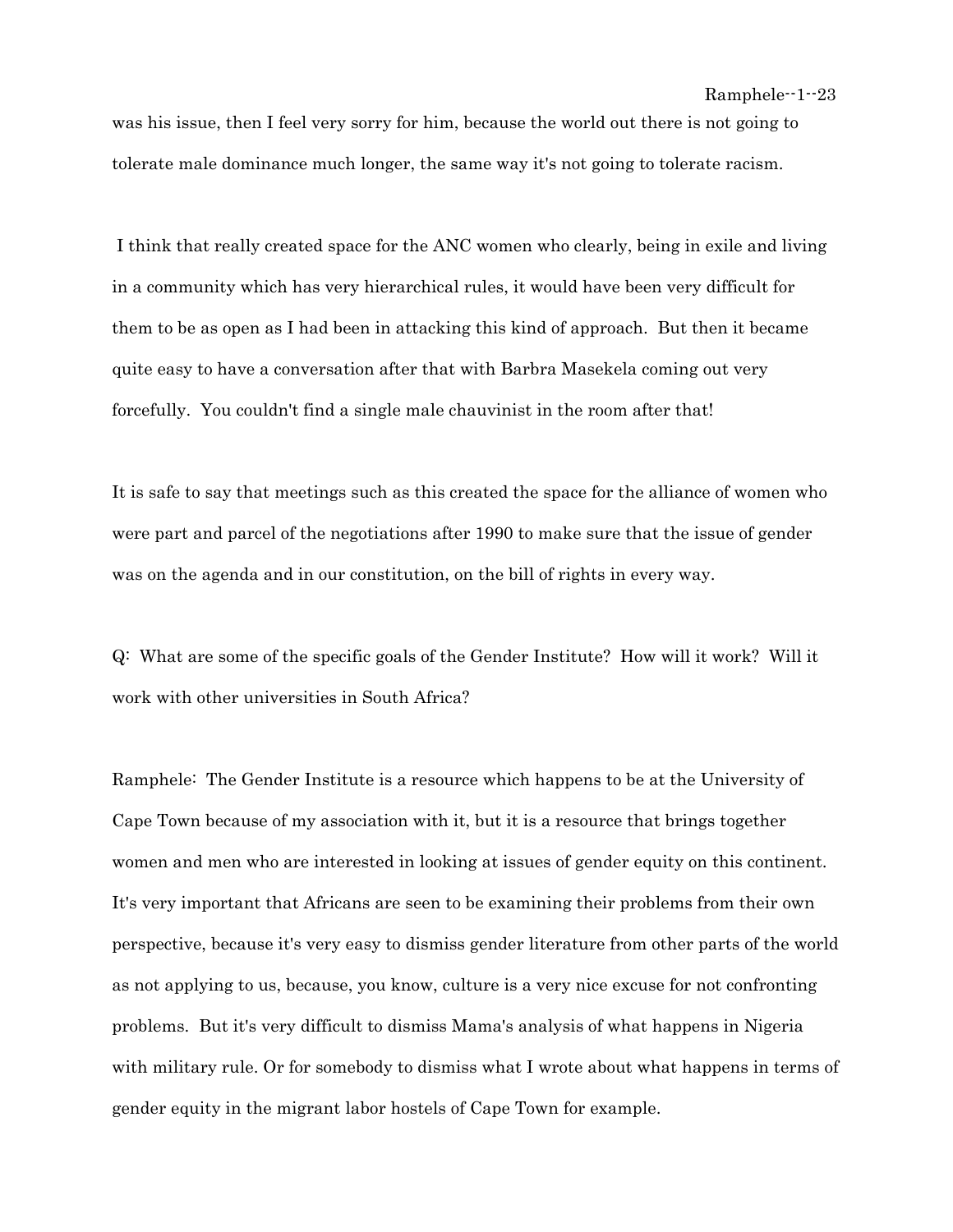was his issue, then I feel very sorry for him, because the world out there is not going to tolerate male dominance much longer, the same way it's not going to tolerate racism.

I think that really created space for the ANC women who clearly, being in exile and living in a community which has very hierarchical rules, it would have been very difficult for them to be as open as I had been in attacking this kind of approach. But then it became quite easy to have a conversation after that with Barbra Masekela coming out very forcefully. You couldn't find a single male chauvinist in the room after that!

It is safe to say that meetings such as this created the space for the alliance of women who were part and parcel of the negotiations after 1990 to make sure that the issue of gender was on the agenda and in our constitution, on the bill of rights in every way.

Q: What are some of the specific goals of the Gender Institute? How will it work? Will it work with other universities in South Africa?

Ramphele: The Gender Institute is a resource which happens to be at the University of Cape Town because of my association with it, but it is a resource that brings together women and men who are interested in looking at issues of gender equity on this continent. It's very important that Africans are seen to be examining their problems from their own perspective, because it's very easy to dismiss gender literature from other parts of the world as not applying to us, because, you know, culture is a very nice excuse for not confronting problems. But it's very difficult to dismiss Mama's analysis of what happens in Nigeria with military rule. Or for somebody to dismiss what I wrote about what happens in terms of gender equity in the migrant labor hostels of Cape Town for example.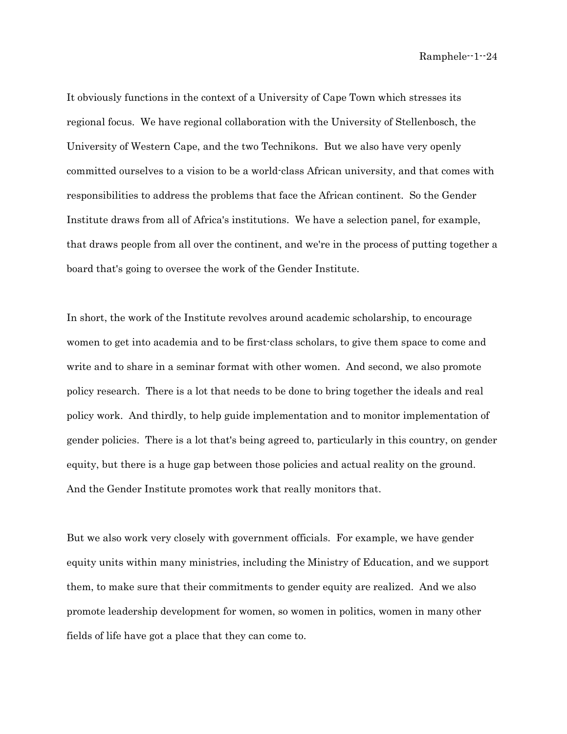It obviously functions in the context of a University of Cape Town which stresses its regional focus. We have regional collaboration with the University of Stellenbosch, the University of Western Cape, and the two Technikons. But we also have very openly committed ourselves to a vision to be a world-class African university, and that comes with responsibilities to address the problems that face the African continent. So the Gender Institute draws from all of Africa's institutions. We have a selection panel, for example, that draws people from all over the continent, and we're in the process of putting together a board that's going to oversee the work of the Gender Institute.

In short, the work of the Institute revolves around academic scholarship, to encourage women to get into academia and to be first-class scholars, to give them space to come and write and to share in a seminar format with other women. And second, we also promote policy research. There is a lot that needs to be done to bring together the ideals and real policy work. And thirdly, to help guide implementation and to monitor implementation of gender policies. There is a lot that's being agreed to, particularly in this country, on gender equity, but there is a huge gap between those policies and actual reality on the ground. And the Gender Institute promotes work that really monitors that.

But we also work very closely with government officials. For example, we have gender equity units within many ministries, including the Ministry of Education, and we support them, to make sure that their commitments to gender equity are realized. And we also promote leadership development for women, so women in politics, women in many other fields of life have got a place that they can come to.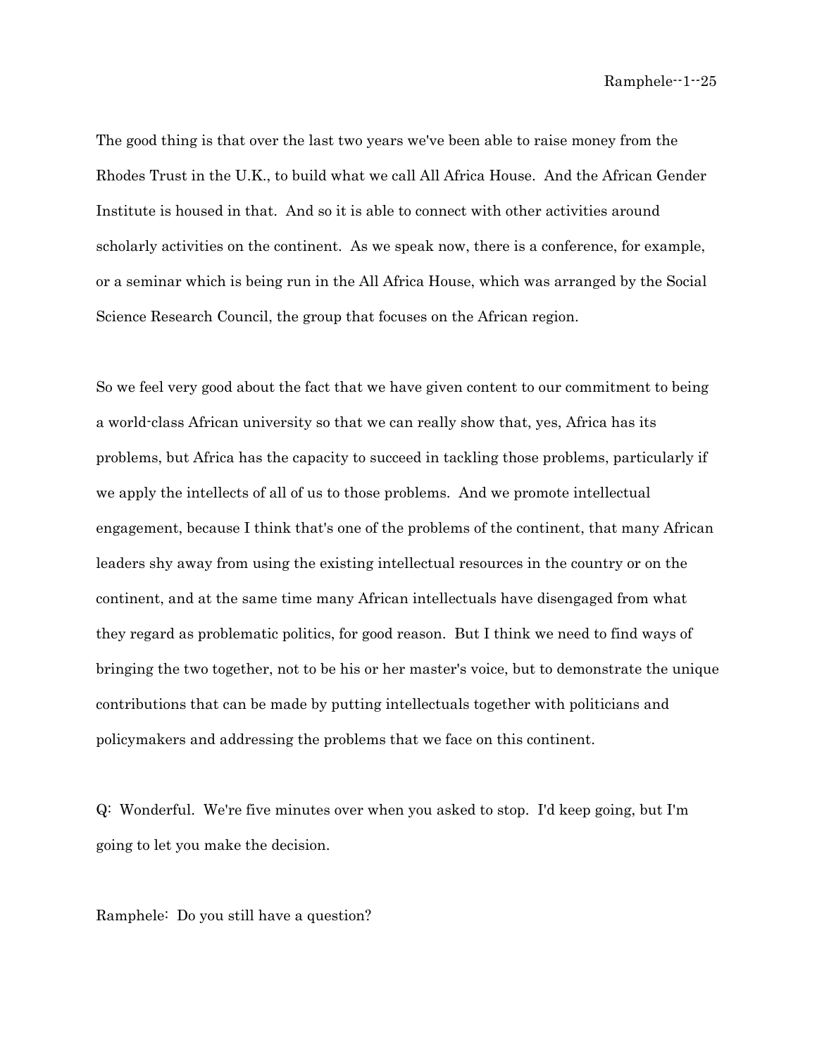The good thing is that over the last two years we've been able to raise money from the Rhodes Trust in the U.K., to build what we call All Africa House. And the African Gender Institute is housed in that. And so it is able to connect with other activities around scholarly activities on the continent. As we speak now, there is a conference, for example, or a seminar which is being run in the All Africa House, which was arranged by the Social Science Research Council, the group that focuses on the African region.

So we feel very good about the fact that we have given content to our commitment to being a world-class African university so that we can really show that, yes, Africa has its problems, but Africa has the capacity to succeed in tackling those problems, particularly if we apply the intellects of all of us to those problems. And we promote intellectual engagement, because I think that's one of the problems of the continent, that many African leaders shy away from using the existing intellectual resources in the country or on the continent, and at the same time many African intellectuals have disengaged from what they regard as problematic politics, for good reason. But I think we need to find ways of bringing the two together, not to be his or her master's voice, but to demonstrate the unique contributions that can be made by putting intellectuals together with politicians and policymakers and addressing the problems that we face on this continent.

Q: Wonderful. We're five minutes over when you asked to stop. I'd keep going, but I'm going to let you make the decision.

Ramphele: Do you still have a question?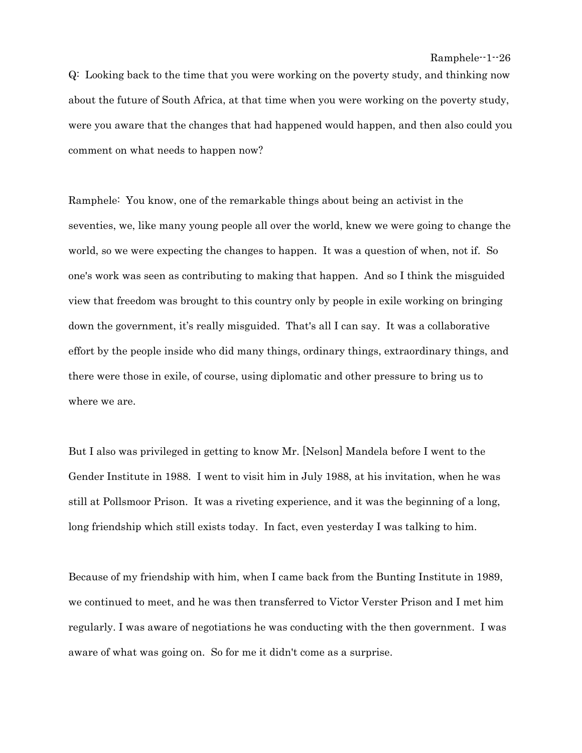Q: Looking back to the time that you were working on the poverty study, and thinking now about the future of South Africa, at that time when you were working on the poverty study, were you aware that the changes that had happened would happen, and then also could you comment on what needs to happen now?

Ramphele: You know, one of the remarkable things about being an activist in the seventies, we, like many young people all over the world, knew we were going to change the world, so we were expecting the changes to happen. It was a question of when, not if. So one's work was seen as contributing to making that happen. And so I think the misguided view that freedom was brought to this country only by people in exile working on bringing down the government, it's really misguided. That's all I can say. It was a collaborative effort by the people inside who did many things, ordinary things, extraordinary things, and there were those in exile, of course, using diplomatic and other pressure to bring us to where we are.

But I also was privileged in getting to know Mr. [Nelson] Mandela before I went to the Gender Institute in 1988. I went to visit him in July 1988, at his invitation, when he was still at Pollsmoor Prison. It was a riveting experience, and it was the beginning of a long, long friendship which still exists today. In fact, even yesterday I was talking to him.

Because of my friendship with him, when I came back from the Bunting Institute in 1989, we continued to meet, and he was then transferred to Victor Verster Prison and I met him regularly. I was aware of negotiations he was conducting with the then government. I was aware of what was going on. So for me it didn't come as a surprise.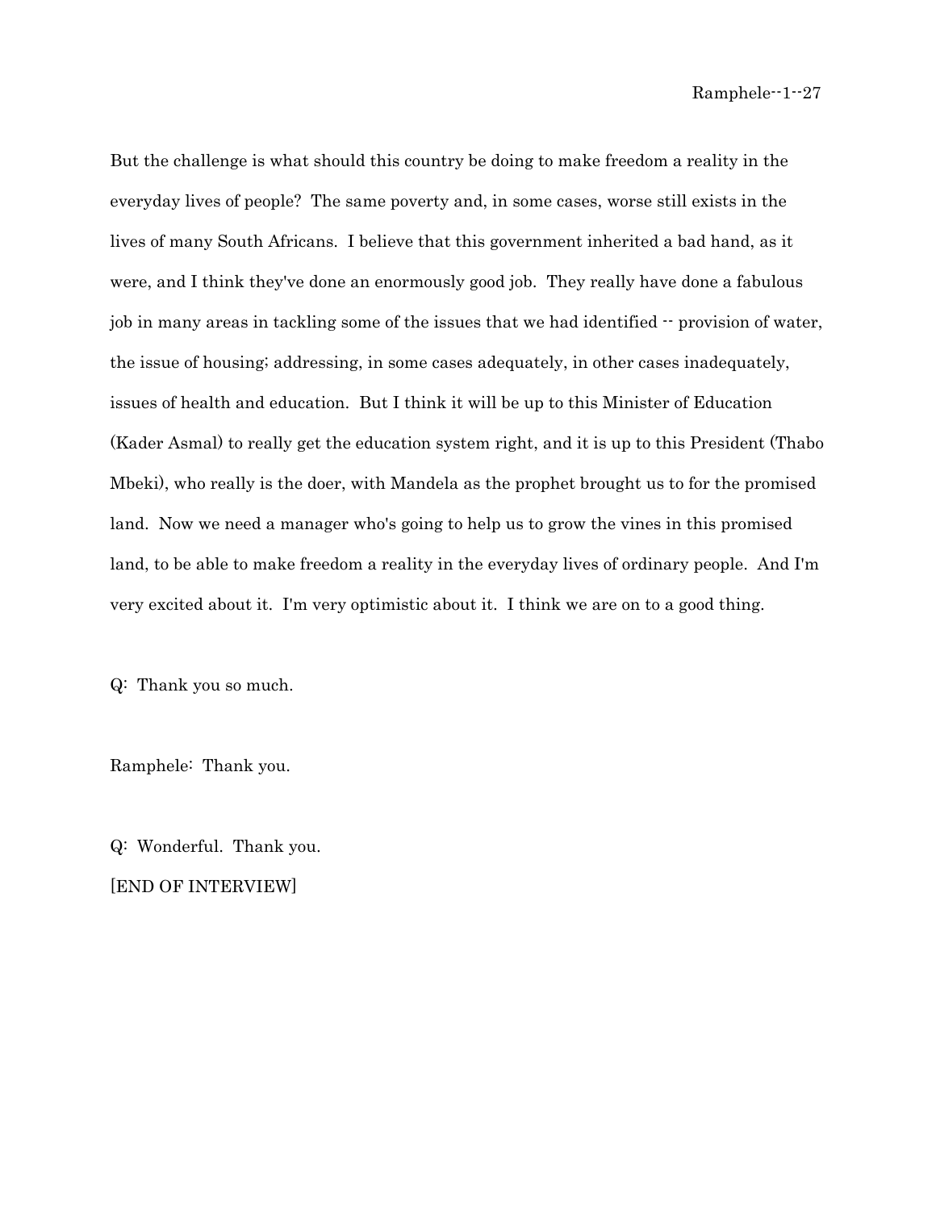But the challenge is what should this country be doing to make freedom a reality in the everyday lives of people? The same poverty and, in some cases, worse still exists in the lives of many South Africans. I believe that this government inherited a bad hand, as it were, and I think they've done an enormously good job. They really have done a fabulous job in many areas in tackling some of the issues that we had identified -- provision of water, the issue of housing; addressing, in some cases adequately, in other cases inadequately, issues of health and education. But I think it will be up to this Minister of Education (Kader Asmal) to really get the education system right, and it is up to this President (Thabo Mbeki), who really is the doer, with Mandela as the prophet brought us to for the promised land. Now we need a manager who's going to help us to grow the vines in this promised land, to be able to make freedom a reality in the everyday lives of ordinary people. And I'm very excited about it. I'm very optimistic about it. I think we are on to a good thing.

Q: Thank you so much.

Ramphele: Thank you.

Q: Wonderful. Thank you.

[END OF INTERVIEW]